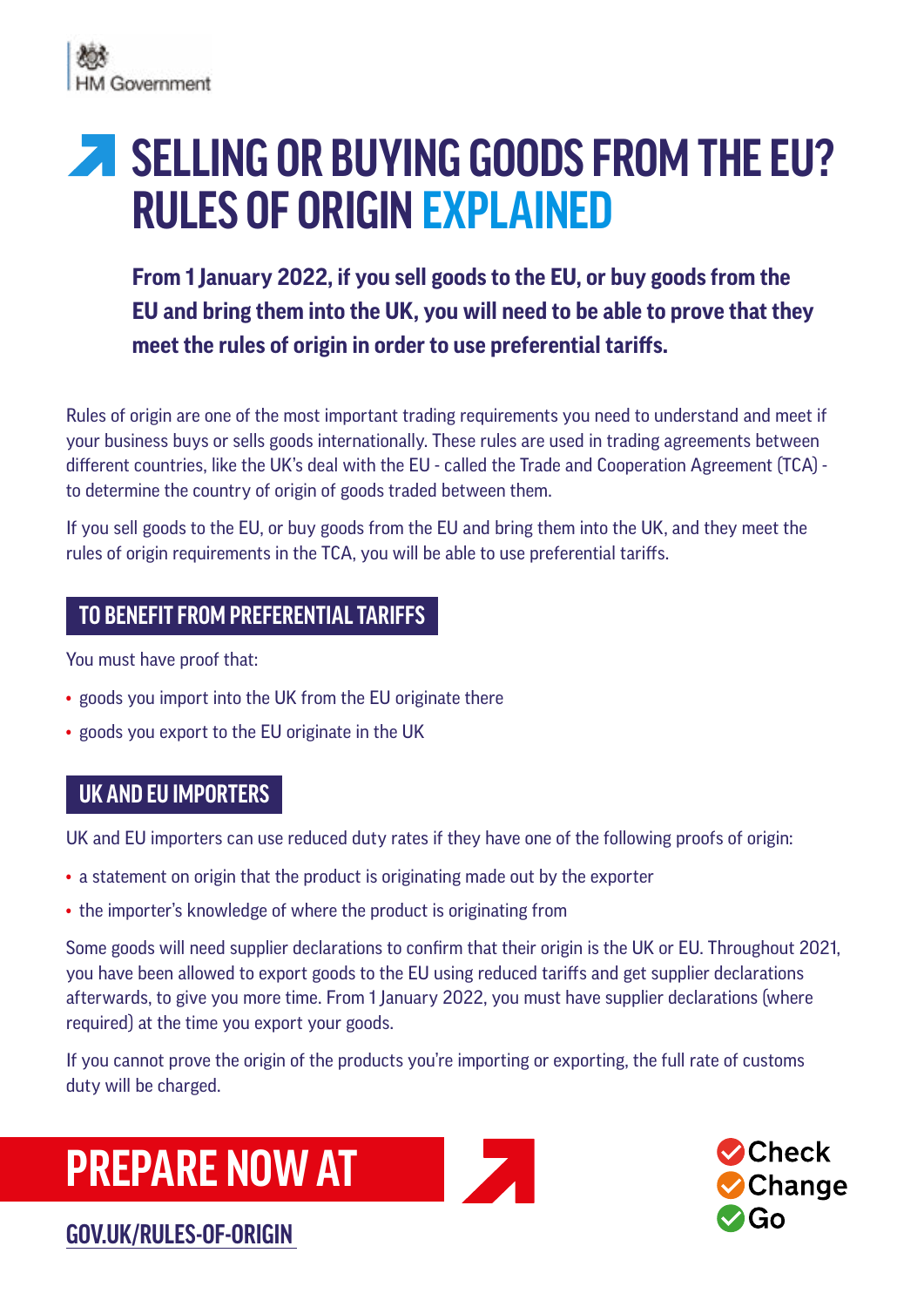HM Government

# SELLING OR BUYING GOODS FROM THE EU? RULES OF ORIGIN EXPLAINED

**From 1 January 2022, if you sell goods to the EU, or buy goods from the EU and bring them into the UK, you will need to be able to prove that they meet the rules of origin in order to use preferential tariffs.**

Rules of origin are one of the most important trading requirements you need to understand and meet if your business buys or sells goods internationally. These rules are used in trading agreements between different countries, like the UK's deal with the EU - called the Trade and Cooperation Agreement (TCA) - to determine the country of origin of goods traded between them.

If you sell goods to the EU, or buy goods from the EU and bring them into the UK, and they meet the rules of origin requirements in the TCA, you will be able to use preferential tariffs.

## TO BENEFIT FROM PREFERENTIAL TARIFFS

You must have proof that:

- goods you import into the UK from the EU originate there
- goods you export to the EU originate in the UK

## UK AND EU IMPORTERS

UK and EU importers can use reduced duty rates if they have one of the following proofs of origin:

- a statement on origin that the product is originating made out by the exporter
- the importer's knowledge of where the product is originating from

Some goods will need supplier declarations to confirm that their origin is the UK or EU. Throughout 2021, you have been allowed to export goods to the EU using reduced tariffs and get supplier declarations afterwards, to give you more time. From 1 January 2022, you must have supplier declarations (where required) at the time you export your goods.

If you cannot prove the origin of the products you're importing or exporting, the full rate of customs duty will be charged.

## PREPARE NOW AT

GOV.UK/RULES-OF-ORIGIN

Check
Change
Go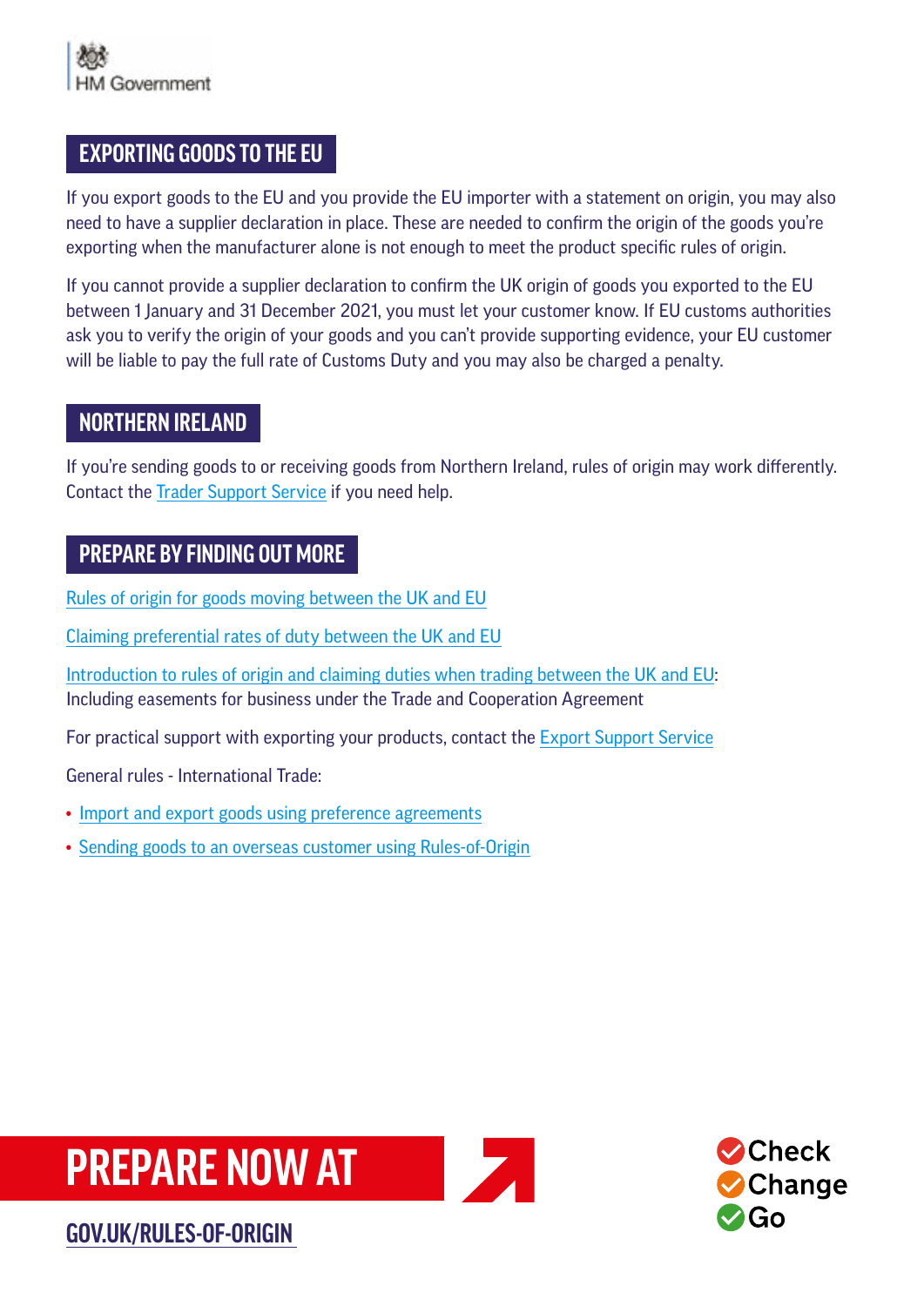## EXPORTING GOODS TO THE EU

If you export goods to the EU and you provide the EU importer with a statement on origin, you may also need to have a supplier declaration in place. These are needed to confirm the origin of the goods you're exporting when the manufacturer alone is not enough to meet the product specific rules of origin.

If you cannot provide a supplier declaration to confirm the UK origin of goods you exported to the EU between 1 January and 31 December 2021, you must let your customer know. If EU customs authorities ask you to verify the origin of your goods and you can't provide supporting evidence, your EU customer will be liable to pay the full rate of Customs Duty and you may also be charged a penalty.

## NORTHERN IRELAND

If you're sending goods to or receiving goods from Northern Ireland, rules of origin may work differently. Contact the Trader Support Service if you need help.

## PREPARE BY FINDING OUT MORE

Rules of origin for goods moving between the UK and EU

Claiming preferential rates of duty between the UK and EU

Introduction to rules of origin and claiming duties when trading between the UK and EU: Including easements for business under the Trade and Cooperation Agreement

For practical support with exporting your products, contact the Export Support Service

General rules - International Trade:

- Import and export goods using preference agreements
- Sending goods to an overseas customer using Rules-of-Origin

**PREPARE NOW AT**

**GOV.UK/RULES-OF-ORIGIN**

Check
Change
Go